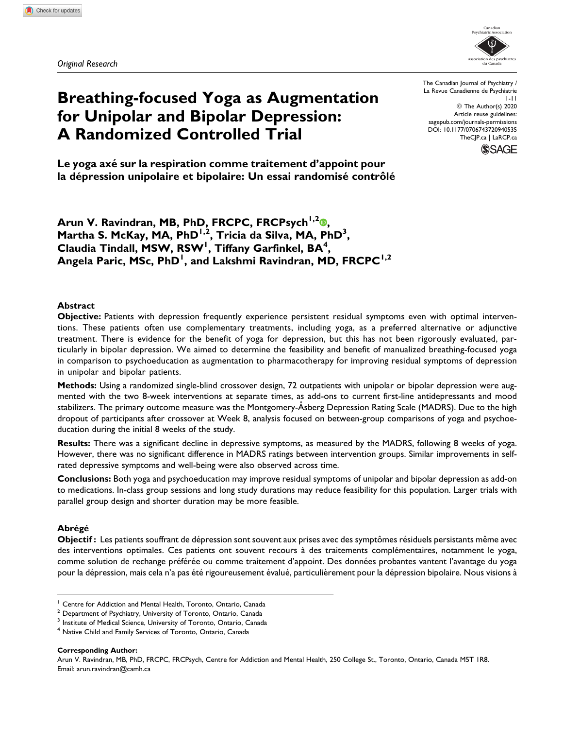*Original Research*

# Breathing-focused Yoga as Augmentation for Unipolar and Bipolar Depression: A Randomized Controlled Trial

## Le yoga axé sur la respiration comme traitement d'appoint pour la dépression unipolaire et bipolaire: Un essai randomisé contrôlé

**Arun V. Ravindran, MB, PhD, FRCPC, FRCPsych[1,2], Martha S. McKay, MA, PhD[1,2], Tricia da Silva, MA, PhD[3], Claudia Tindall, MSW, RSW[1], Tiffany Garfinkel, BA[4], Angela Paric, MSc, PhD[1], and Lakshmi Ravindran, MD, FRCPC[1,2]**

The Canadian Journal of Psychiatry / La Revue Canadienne de Psychiatrie
© The Author(s) 2020
Article reuse guidelines: sagepub.com/journals-permissions
DOI: 10.1177/0706743720940535
TheCJP.ca | LaRCP.ca

### Abstract

**Objective:** Patients with depression frequently experience persistent residual symptoms even with optimal interventions. These patients often use complementary treatments, including yoga, as a preferred alternative or adjunctive treatment. There is evidence for the benefit of yoga for depression, but this has not been rigorously evaluated, particularly in bipolar depression. We aimed to determine the feasibility and benefit of manualized breathing-focused yoga in comparison to psychoeducation as augmentation to pharmacotherapy for improving residual symptoms of depression in unipolar and bipolar patients.

**Methods:** Using a randomized single-blind crossover design, 72 outpatients with unipolar or bipolar depression were augmented with the two 8-week interventions at separate times, as add-ons to current first-line antidepressants and mood stabilizers. The primary outcome measure was the Montgomery-Åsberg Depression Rating Scale (MADRS). Due to the high dropout of participants after crossover at Week 8, analysis focused on between-group comparisons of yoga and psychoeducation during the initial 8 weeks of the study.

**Results:** There was a significant decline in depressive symptoms, as measured by the MADRS, following 8 weeks of yoga. However, there was no significant difference in MADRS ratings between intervention groups. Similar improvements in self-rated depressive symptoms and well-being were also observed across time.

**Conclusions:** Both yoga and psychoeducation may improve residual symptoms of unipolar and bipolar depression as add-on to medications. In-class group sessions and long study durations may reduce feasibility for this population. Larger trials with parallel group design and shorter duration may be more feasible.

### Abrégé

**Objectif :** Les patients souffrant de dépression sont souvent aux prises avec des symptômes résiduels persistants même avec des interventions optimales. Ces patients ont souvent recours à des traitements complémentaires, notamment le yoga, comme solution de rechange préférée ou comme traitement d'appoint. Des données probantes vantent l'avantage du yoga pour la dépression, mais cela n'a pas été rigoureusement évalué, particulièrement pour la dépression bipolaire. Nous visions à

---

[1] Centre for Addiction and Mental Health, Toronto, Ontario, Canada
[2] Department of Psychiatry, University of Toronto, Ontario, Canada
[3] Institute of Medical Science, University of Toronto, Ontario, Canada
[4] Native Child and Family Services of Toronto, Ontario, Canada

**Corresponding Author:**
Arun V. Ravindran, MB, PhD, FRCPC, FRCPsych, Centre for Addiction and Mental Health, 250 College St., Toronto, Ontario, Canada M5T 1R8.
Email: arun.ravindran@camh.ca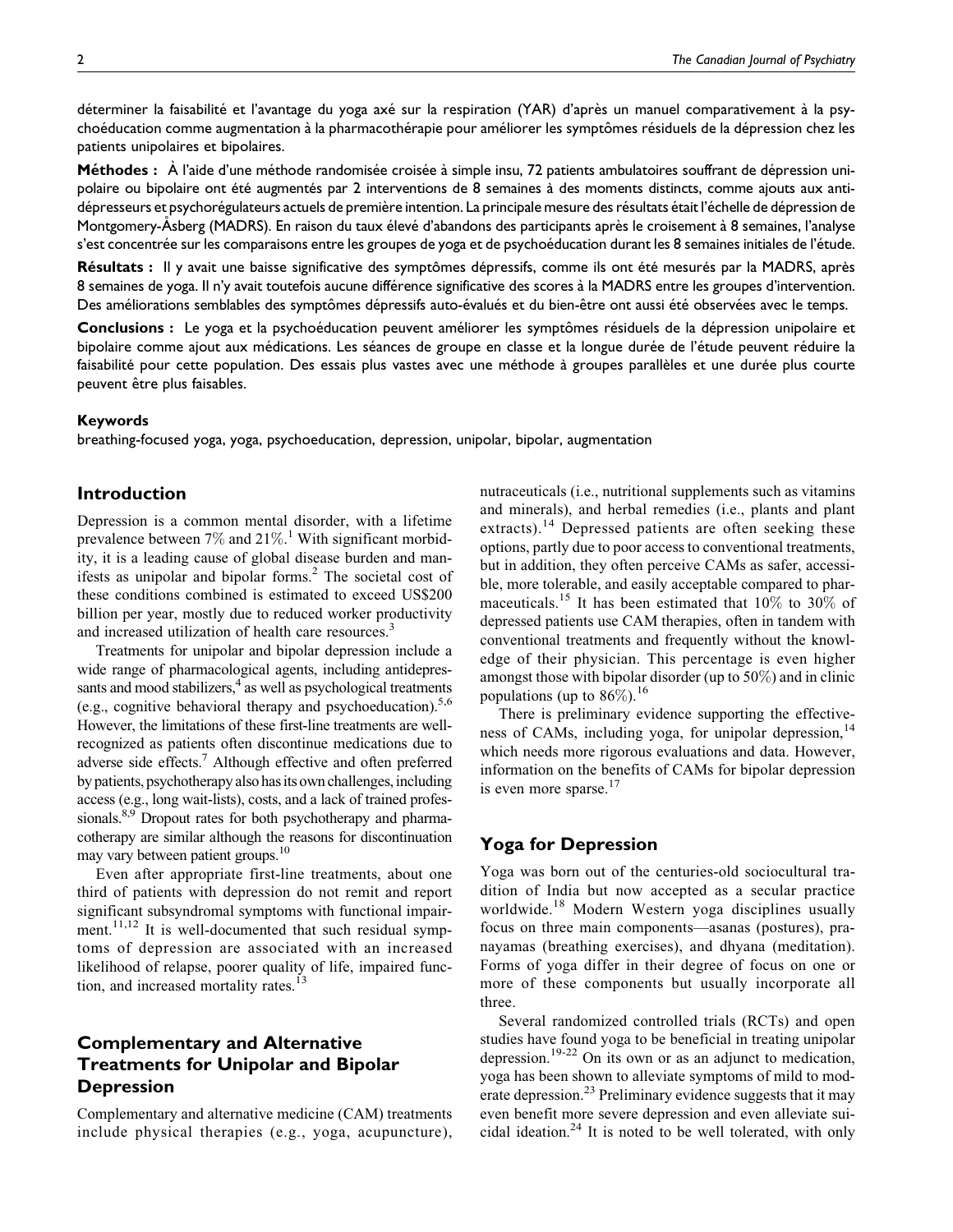déterminer la faisabilité et l'avantage du yoga axé sur la respiration (YAR) d'après un manuel comparativement à la psychoéducation comme augmentation à la pharmacothérapie pour améliorer les symptômes résiduels de la dépression chez les patients unipolaires et bipolaires.

**Méthodes :** À l'aide d'une méthode randomisée croisée à simple insu, 72 patients ambulatoires souffrant de dépression unipolaire ou bipolaire ont été augmentés par 2 interventions de 8 semaines à des moments distincts, comme ajouts aux antidépresseurs et psychorégulateurs actuels de première intention. La principale mesure des résultats était l'échelle de dépression de Montgomery-Åsberg (MADRS). En raison du taux élevé d'abandons des participants après le croisement à 8 semaines, l'analyse s'est concentrée sur les comparaisons entre les groupes de yoga et de psychoéducation durant les 8 semaines initiales de l'étude.

**Résultats :** Il y avait une baisse significative des symptômes dépressifs, comme ils ont été mesurés par la MADRS, après 8 semaines de yoga. Il n'y avait toutefois aucune différence significative des scores à la MADRS entre les groupes d'intervention. Des améliorations semblables des symptômes dépressifs auto-évalués et du bien-être ont aussi été observées avec le temps.

**Conclusions :** Le yoga et la psychoéducation peuvent améliorer les symptômes résiduels de la dépression unipolaire et bipolaire comme ajout aux médications. Les séances de groupe en classe et la longue durée de l'étude peuvent réduire la faisabilité pour cette population. Des essais plus vastes avec une méthode à groupes parallèles et une durée plus courte peuvent être plus faisables.

#### Keywords

breathing-focused yoga, yoga, psychoeducation, depression, unipolar, bipolar, augmentation

## Introduction

Depression is a common mental disorder, with a lifetime prevalence between 7% and 21%.[1] With significant morbidity, it is a leading cause of global disease burden and manifests as unipolar and bipolar forms.[2] The societal cost of these conditions combined is estimated to exceed US$200 billion per year, mostly due to reduced worker productivity and increased utilization of health care resources.[3]

Treatments for unipolar and bipolar depression include a wide range of pharmacological agents, including antidepressants and mood stabilizers,[4] as well as psychological treatments (e.g., cognitive behavioral therapy and psychoeducation).[5,6] However, the limitations of these first-line treatments are well-recognized as patients often discontinue medications due to adverse side effects.[7] Although effective and often preferred by patients, psychotherapy also has its own challenges, including access (e.g., long wait-lists), costs, and a lack of trained professionals.[8,9] Dropout rates for both psychotherapy and pharmacotherapy are similar although the reasons for discontinuation may vary between patient groups.[10]

Even after appropriate first-line treatments, about one third of patients with depression do not remit and report significant subsyndromal symptoms with functional impairment.[11,12] It is well-documented that such residual symptoms of depression are associated with an increased likelihood of relapse, poorer quality of life, impaired function, and increased mortality rates.[13]

## Complementary and Alternative Treatments for Unipolar and Bipolar Depression

Complementary and alternative medicine (CAM) treatments include physical therapies (e.g., yoga, acupuncture), nutraceuticals (i.e., nutritional supplements such as vitamins and minerals), and herbal remedies (i.e., plants and plant extracts).[14] Depressed patients are often seeking these options, partly due to poor access to conventional treatments, but in addition, they often perceive CAMs as safer, accessible, more tolerable, and easily acceptable compared to pharmaceuticals.[15] It has been estimated that 10% to 30% of depressed patients use CAM therapies, often in tandem with conventional treatments and frequently without the knowledge of their physician. This percentage is even higher amongst those with bipolar disorder (up to 50%) and in clinic populations (up to 86%).[16]

There is preliminary evidence supporting the effectiveness of CAMs, including yoga, for unipolar depression,[14] which needs more rigorous evaluations and data. However, information on the benefits of CAMs for bipolar depression is even more sparse.[17]

## Yoga for Depression

Yoga was born out of the centuries-old sociocultural tradition of India but now accepted as a secular practice worldwide.[18] Modern Western yoga disciplines usually focus on three main components—asanas (postures), pranayamas (breathing exercises), and dhyana (meditation). Forms of yoga differ in their degree of focus on one or more of these components but usually incorporate all three.

Several randomized controlled trials (RCTs) and open studies have found yoga to be beneficial in treating unipolar depression.[19-22] On its own or as an adjunct to medication, yoga has been shown to alleviate symptoms of mild to moderate depression.[23] Preliminary evidence suggests that it may even benefit more severe depression and even alleviate suicidal ideation.[24] It is noted to be well tolerated, with only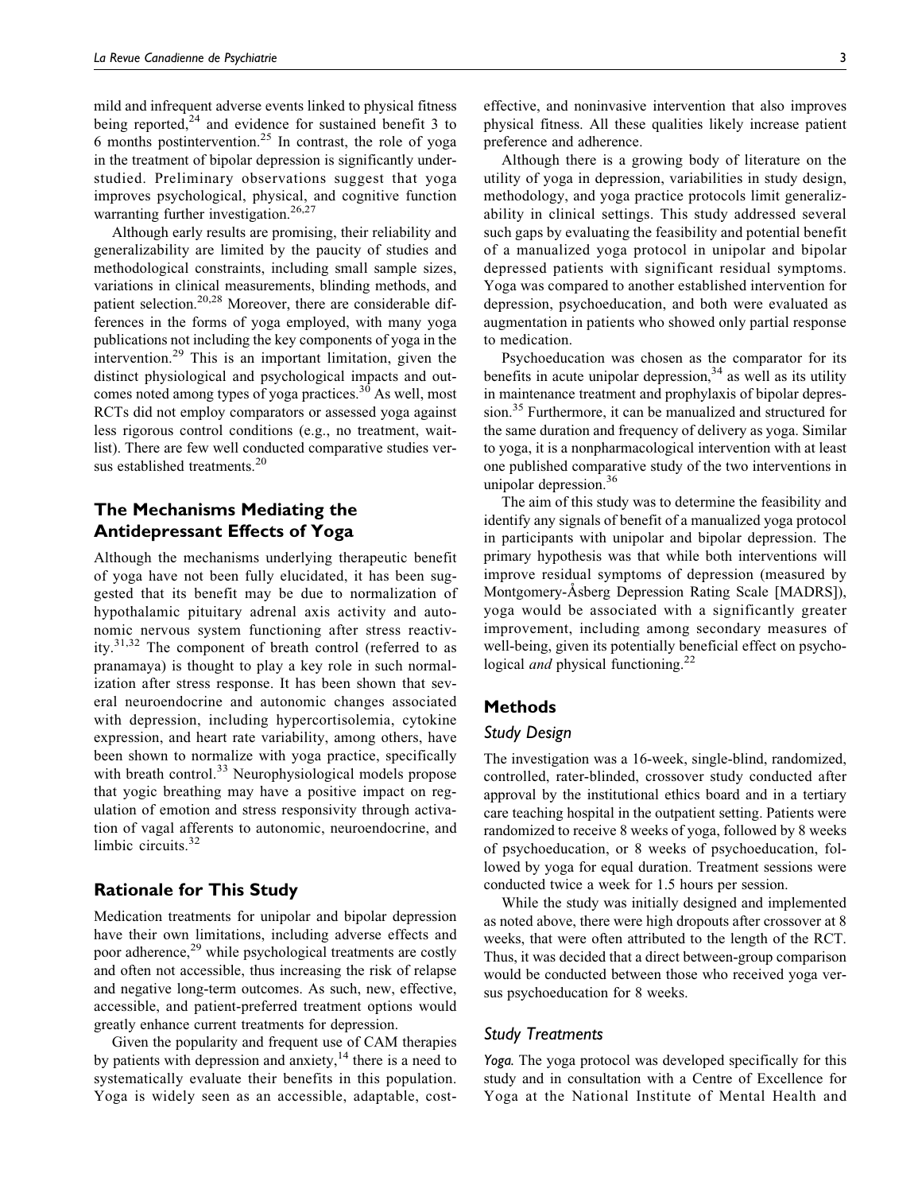mild and infrequent adverse events linked to physical fitness being reported,[24] and evidence for sustained benefit 3 to 6 months postintervention.[25] In contrast, the role of yoga in the treatment of bipolar depression is significantly understudied. Preliminary observations suggest that yoga improves psychological, physical, and cognitive function warranting further investigation.[26,27]

Although early results are promising, their reliability and generalizability are limited by the paucity of studies and methodological constraints, including small sample sizes, variations in clinical measurements, blinding methods, and patient selection.[20,28] Moreover, there are considerable differences in the forms of yoga employed, with many yoga publications not including the key components of yoga in the intervention.[29] This is an important limitation, given the distinct physiological and psychological impacts and outcomes noted among types of yoga practices.[30] As well, most RCTs did not employ comparators or assessed yoga against less rigorous control conditions (e.g., no treatment, waitlist). There are few well conducted comparative studies versus established treatments.[20]

## The Mechanisms Mediating the Antidepressant Effects of Yoga

Although the mechanisms underlying therapeutic benefit of yoga have not been fully elucidated, it has been suggested that its benefit may be due to normalization of hypothalamic pituitary adrenal axis activity and autonomic nervous system functioning after stress reactivity.[31,32] The component of breath control (referred to as pranamaya) is thought to play a key role in such normalization after stress response. It has been shown that several neuroendocrine and autonomic changes associated with depression, including hypercortisolemia, cytokine expression, and heart rate variability, among others, have been shown to normalize with yoga practice, specifically with breath control.[33] Neurophysiological models propose that yogic breathing may have a positive impact on regulation of emotion and stress responsivity through activation of vagal afferents to autonomic, neuroendocrine, and limbic circuits.[32]

## Rationale for This Study

Medication treatments for unipolar and bipolar depression have their own limitations, including adverse effects and poor adherence,[29] while psychological treatments are costly and often not accessible, thus increasing the risk of relapse and negative long-term outcomes. As such, new, effective, accessible, and patient-preferred treatment options would greatly enhance current treatments for depression.

Given the popularity and frequent use of CAM therapies by patients with depression and anxiety,[14] there is a need to systematically evaluate their benefits in this population. Yoga is widely seen as an accessible, adaptable, cost-effective, and noninvasive intervention that also improves physical fitness. All these qualities likely increase patient preference and adherence.

Although there is a growing body of literature on the utility of yoga in depression, variabilities in study design, methodology, and yoga practice protocols limit generalizability in clinical settings. This study addressed several such gaps by evaluating the feasibility and potential benefit of a manualized yoga protocol in unipolar and bipolar depressed patients with significant residual symptoms. Yoga was compared to another established intervention for depression, psychoeducation, and both were evaluated as augmentation in patients who showed only partial response to medication.

Psychoeducation was chosen as the comparator for its benefits in acute unipolar depression,[34] as well as its utility in maintenance treatment and prophylaxis of bipolar depression.[35] Furthermore, it can be manualized and structured for the same duration and frequency of delivery as yoga. Similar to yoga, it is a nonpharmacological intervention with at least one published comparative study of the two interventions in unipolar depression.[36]

The aim of this study was to determine the feasibility and identify any signals of benefit of a manualized yoga protocol in participants with unipolar and bipolar depression. The primary hypothesis was that while both interventions will improve residual symptoms of depression (measured by Montgomery-Åsberg Depression Rating Scale [MADRS]), yoga would be associated with a significantly greater improvement, including among secondary measures of well-being, given its potentially beneficial effect on psychological *and* physical functioning.[22]

## Methods

### Study Design

The investigation was a 16-week, single-blind, randomized, controlled, rater-blinded, crossover study conducted after approval by the institutional ethics board and in a tertiary care teaching hospital in the outpatient setting. Patients were randomized to receive 8 weeks of yoga, followed by 8 weeks of psychoeducation, or 8 weeks of psychoeducation, followed by yoga for equal duration. Treatment sessions were conducted twice a week for 1.5 hours per session.

While the study was initially designed and implemented as noted above, there were high dropouts after crossover at 8 weeks, that were often attributed to the length of the RCT. Thus, it was decided that a direct between-group comparison would be conducted between those who received yoga versus psychoeducation for 8 weeks.

### Study Treatments

*Yoga.* The yoga protocol was developed specifically for this study and in consultation with a Centre of Excellence for Yoga at the National Institute of Mental Health and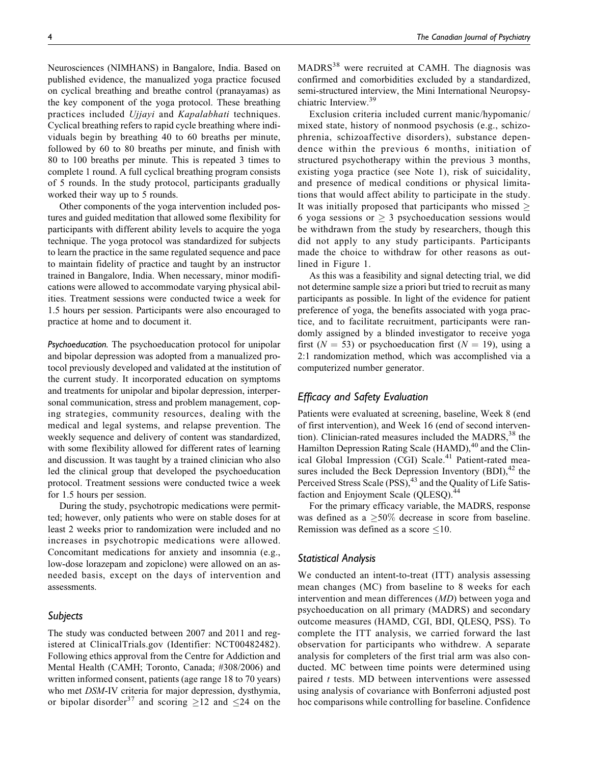Neurosciences (NIMHANS) in Bangalore, India. Based on published evidence, the manualized yoga practice focused on cyclical breathing and breathe control (pranayamas) as the key component of the yoga protocol. These breathing practices included *Ujjayi* and *Kapalabhati* techniques. Cyclical breathing refers to rapid cycle breathing where individuals begin by breathing 40 to 60 breaths per minute, followed by 60 to 80 breaths per minute, and finish with 80 to 100 breaths per minute. This is repeated 3 times to complete 1 round. A full cyclical breathing program consists of 5 rounds. In the study protocol, participants gradually worked their way up to 5 rounds.

Other components of the yoga intervention included postures and guided meditation that allowed some flexibility for participants with different ability levels to acquire the yoga technique. The yoga protocol was standardized for subjects to learn the practice in the same regulated sequence and pace to maintain fidelity of practice and taught by an instructor trained in Bangalore, India. When necessary, minor modifications were allowed to accommodate varying physical abilities. Treatment sessions were conducted twice a week for 1.5 hours per session. Participants were also encouraged to practice at home and to document it.

*Psychoeducation.* The psychoeducation protocol for unipolar and bipolar depression was adopted from a manualized protocol previously developed and validated at the institution of the current study. It incorporated education on symptoms and treatments for unipolar and bipolar depression, interpersonal communication, stress and problem management, coping strategies, community resources, dealing with the medical and legal systems, and relapse prevention. The weekly sequence and delivery of content was standardized, with some flexibility allowed for different rates of learning and discussion. It was taught by a trained clinician who also led the clinical group that developed the psychoeducation protocol. Treatment sessions were conducted twice a week for 1.5 hours per session.

During the study, psychotropic medications were permitted; however, only patients who were on stable doses for at least 2 weeks prior to randomization were included and no increases in psychotropic medications were allowed. Concomitant medications for anxiety and insomnia (e.g., low-dose lorazepam and zopiclone) were allowed on an as-needed basis, except on the days of intervention and assessments.

### Subjects

The study was conducted between 2007 and 2011 and registered at ClinicalTrials.gov (Identifier: NCT00482482). Following ethics approval from the Centre for Addiction and Mental Health (CAMH; Toronto, Canada; #308/2006) and written informed consent, patients (age range 18 to 70 years) who met *DSM*-IV criteria for major depression, dysthymia, or bipolar disorder[37] and scoring $\geq$12 and $\leq$24 on the MADRS[38] were recruited at CAMH. The diagnosis was confirmed and comorbidities excluded by a standardized, semi-structured interview, the Mini International Neuropsychiatric Interview.[39]

Exclusion criteria included current manic/hypomanic/mixed state, history of nonmood psychosis (e.g., schizophrenia, schizoaffective disorders), substance dependence within the previous 6 months, initiation of structured psychotherapy within the previous 3 months, existing yoga practice (see Note 1), risk of suicidality, and presence of medical conditions or physical limitations that would affect ability to participate in the study. It was initially proposed that participants who missed $\geq$ 6 yoga sessions or $\geq$ 3 psychoeducation sessions would be withdrawn from the study by researchers, though this did not apply to any study participants. Participants made the choice to withdraw for other reasons as outlined in Figure 1.

As this was a feasibility and signal detecting trial, we did not determine sample size a priori but tried to recruit as many participants as possible. In light of the evidence for patient preference of yoga, the benefits associated with yoga practice, and to facilitate recruitment, participants were randomly assigned by a blinded investigator to receive yoga first ($N$ = 53) or psychoeducation first ($N$ = 19), using a 2:1 randomization method, which was accomplished via a computerized number generator.

## Efficacy and Safety Evaluation

Patients were evaluated at screening, baseline, Week 8 (end of first intervention), and Week 16 (end of second intervention). Clinician-rated measures included the MADRS,[38] the Hamilton Depression Rating Scale (HAMD),[40] and the Clinical Global Impression (CGI) Scale.[41] Patient-rated measures included the Beck Depression Inventory (BDI),[42] the Perceived Stress Scale (PSS),[43] and the Quality of Life Satisfaction and Enjoyment Scale (QLESQ).[44]

For the primary efficacy variable, the MADRS, response was defined as a $\geq$50% decrease in score from baseline. Remission was defined as a score $\leq$10.

## Statistical Analysis

We conducted an intent-to-treat (ITT) analysis assessing mean changes (MC) from baseline to 8 weeks for each intervention and mean differences (*MD*) between yoga and psychoeducation on all primary (MADRS) and secondary outcome measures (HAMD, CGI, BDI, QLESQ, PSS). To complete the ITT analysis, we carried forward the last observation for participants who withdrew. A separate analysis for completers of the first trial arm was also conducted. MC between time points were determined using paired $t$ tests. MD between interventions were assessed using analysis of covariance with Bonferroni adjusted post hoc comparisons while controlling for baseline. Confidence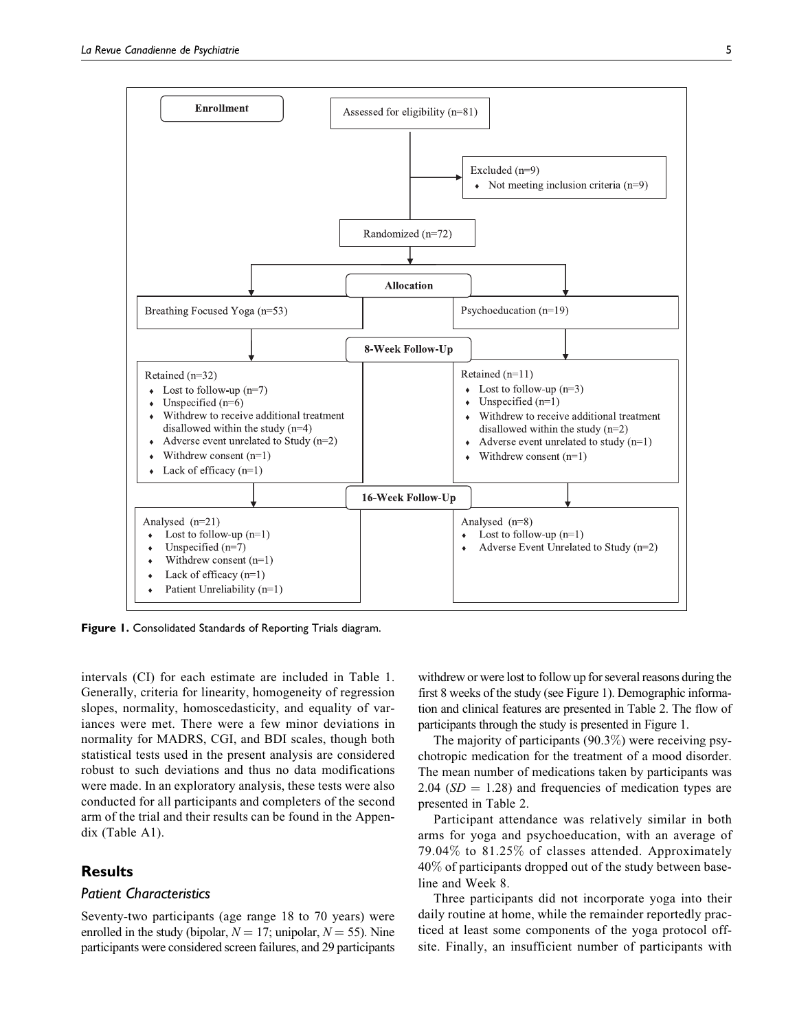**Enrollment**

Assessed for eligibility (n=81)

Excluded (n=9)
- Not meeting inclusion criteria (n=9)

Randomized (n=72)

**Allocation**

| Breathing Focused Yoga (n=53) | Psychoeducation (n=19) |
| --- | --- |

**8-Week Follow-Up**

| Breathing Focused Yoga | Psychoeducation |
| --- | --- |
| Retained (n=32) | Retained (n=11) |
| • Lost to follow-up (n=7) | • Lost to follow-up (n=3) |
| • Unspecified (n=6) | • Unspecified (n=1) |
| • Withdrew to receive additional treatment disallowed within the study (n=4) | • Withdrew to receive additional treatment disallowed within the study (n=2) |
| • Adverse event unrelated to Study (n=2) | • Adverse event unrelated to study (n=1) |
| • Withdrew consent (n=1) | • Withdrew consent (n=1) |
| • Lack of efficacy (n=1) | |

**16-Week Follow-Up**

| Breathing Focused Yoga | Psychoeducation |
| --- | --- |
| Analysed (n=21) | Analysed (n=8) |
| • Lost to follow-up (n=1) | • Lost to follow-up (n=1) |
| • Unspecified (n=7) | • Adverse Event Unrelated to Study (n=2) |
| • Withdrew consent (n=1) | |
| • Lack of efficacy (n=1) | |
| • Patient Unreliability (n=1) | |

**Figure 1.** Consolidated Standards of Reporting Trials diagram.

intervals (CI) for each estimate are included in Table 1. Generally, criteria for linearity, homogeneity of regression slopes, normality, homoscedasticity, and equality of variances were met. There were a few minor deviations in normality for MADRS, CGI, and BDI scales, though both statistical tests used in the present analysis are considered robust to such deviations and thus no data modifications were made. In an exploratory analysis, these tests were also conducted for all participants and completers of the second arm of the trial and their results can be found in the Appendix (Table A1).

## Results

### Patient Characteristics

Seventy-two participants (age range 18 to 70 years) were enrolled in the study (bipolar, $N = 17$; unipolar, $N = 55$). Nine participants were considered screen failures, and 29 participants withdrew or were lost to follow up for several reasons during the first 8 weeks of the study (see Figure 1). Demographic information and clinical features are presented in Table 2. The flow of participants through the study is presented in Figure 1.

The majority of participants (90.3%) were receiving psychotropic medication for the treatment of a mood disorder. The mean number of medications taken by participants was 2.04 ($SD = 1.28$) and frequencies of medication types are presented in Table 2.

Participant attendance was relatively similar in both arms for yoga and psychoeducation, with an average of 79.04% to 81.25% of classes attended. Approximately 40% of participants dropped out of the study between baseline and Week 8.

Three participants did not incorporate yoga into their daily routine at home, while the remainder reportedly practiced at least some components of the yoga protocol offsite. Finally, an insufficient number of participants with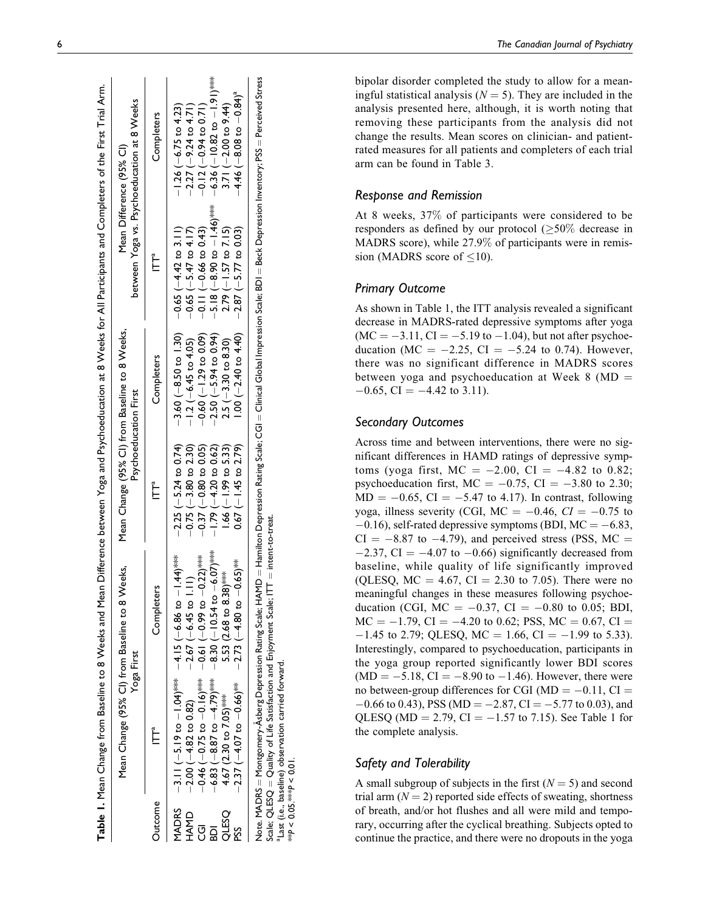**Table 1.** Mean Change from Baseline to 8 Weeks and Mean Difference between Yoga and Psychoeducation at 8 Weeks for All Participants and Completers of the First Trial Arm.

| Outcome | Mean Change (95% CI) from Baseline to 8 Weeks, Yoga First | | Mean Change (95% CI) from Baseline to 8 Weeks, Psychoeducation First | | Mean Difference (95% CI) between Yoga vs. Psychoeducation at 8 Weeks | |
|---|---|---|---|---|---|---|
| | ITT[a] | Completers | ITT[a] | Completers | ITT[a] | Completers |
| MADRS | −3.11 (−5.19 to −1.04)*** | −4.15 (−6.86 to −1.44)*** | −2.25 (−5.24 to 0.74) | −3.60 (−8.50 to 1.30) | −0.65 (−4.42 to 3.11) | −1.26 (−6.75 to 4.23) |
| HAMD | −2.00 (−4.82 to 0.82) | −2.67 (−6.45 to 1.11) | −0.75 (−3.80 to 2.30) | −1.2 (−6.45 to 4.05) | −0.65 (−5.47 to 4.17) | −2.27 (−9.24 to 4.71) |
| CGI | −0.46 (−0.75 to −0.16)*** | −0.61 (−0.99 to −0.22)*** | −0.37 (−0.80 to 0.05) | −0.60 (−1.29 to 0.09) | −0.11 (−0.66 to 0.43) | −0.12 (−0.94 to 0.71) |
| BDI | −6.83 (−8.87 to −4.79)*** | −8.30 (−10.54 to −6.07)*** | −1.79 (−4.20 to 0.62) | −2.50 (−5.94 to 0.94) | −5.18 (−8.90 to −1.46)*** | −6.36 (−10.82 to −1.91)*** |
| QLESQ | 4.67 (2.30 to 7.05)*** | 5.53 (2.68 to 8.38)*** | 1.66 (−1.99 to 5.33) | 2.5 (−3.30 to 8.30) | 2.79 (−1.57 to 7.15) | 3.71 (−2.00 to 9.44) |
| PSS | −2.37 (−4.07 to −0.66)** | −2.73 (−4.80 to −0.65)** | 0.67 (−1.45 to 2.79) | 1.00 (−2.40 to 4.40) | −2.87 (−5.77 to 0.03) | −4.46 (−8.08 to −0.84)[a] |

Note. MADRS = Montgomery-Åsberg Depression Rating Scale; HAMD = Hamilton Depression Rating Scale; CGI = Clinical Global Impression Scale; BDI = Beck Depression Inventory; PSS = Perceived Stress Scale; QLESQ = Quality of Life Satisfaction and Enjoyment Scale; ITT = intent-to-treat.

[a]Last (i.e., baseline) observation carried forward.

**$p < 0.05$. ***$p < 0.01$.

bipolar disorder completed the study to allow for a meaningful statistical analysis ($N = 5$). They are included in the analysis presented here, although, it is worth noting that removing these participants from the analysis did not change the results. Mean scores on clinician- and patient-rated measures for all patients and completers of each trial arm can be found in Table 3.

### *Response and Remission*

At 8 weeks, 37% of participants were considered to be responders as defined by our protocol (≥50% decrease in MADRS score), while 27.9% of participants were in remission (MADRS score of ≤10).

### *Primary Outcome*

As shown in Table 1, the ITT analysis revealed a significant decrease in MADRS-rated depressive symptoms after yoga (MC = −3.11, CI = −5.19 to −1.04), but not after psychoeducation (MC = −2.25, CI = −5.24 to 0.74). However, there was no significant difference in MADRS scores between yoga and psychoeducation at Week 8 (MD = −0.65, CI = −4.42 to 3.11).

### *Secondary Outcomes*

Across time and between interventions, there were no significant differences in HAMD ratings of depressive symptoms (yoga first, MC = −2.00, CI = −4.82 to 0.82; psychoeducation first, MC = −0.75, CI = −3.80 to 2.30; MD = −0.65, CI = −5.47 to 4.17). In contrast, following yoga, illness severity (CGI, MC = −0.46, *CI* = −0.75 to −0.16), self-rated depressive symptoms (BDI, MC = −6.83, CI = −8.87 to −4.79), and perceived stress (PSS, MC = −2.37, CI = −4.07 to −0.66) significantly decreased from baseline, while quality of life significantly improved (QLESQ, MC = 4.67, CI = 2.30 to 7.05). There were no meaningful changes in these measures following psychoeducation (CGI, MC = −0.37, CI = −0.80 to 0.05; BDI, MC = −1.79, CI = −4.20 to 0.62; PSS, MC = 0.67, CI = −1.45 to 2.79; QLESQ, MC = 1.66, CI = −1.99 to 5.33). Interestingly, compared to psychoeducation, participants in the yoga group reported significantly lower BDI scores (MD = −5.18, CI = −8.90 to −1.46). However, there were no between-group differences for CGI (MD = −0.11, CI = −0.66 to 0.43), PSS (MD = −2.87, CI = −5.77 to 0.03), and QLESQ (MD = 2.79, CI = −1.57 to 7.15). See Table 1 for the complete analysis.

### *Safety and Tolerability*

A small subgroup of subjects in the first ($N = 5$) and second trial arm ($N = 2$) reported side effects of sweating, shortness of breath, and/or hot flushes and all were mild and temporary, occurring after the cyclical breathing. Subjects opted to continue the practice, and there were no dropouts in the yoga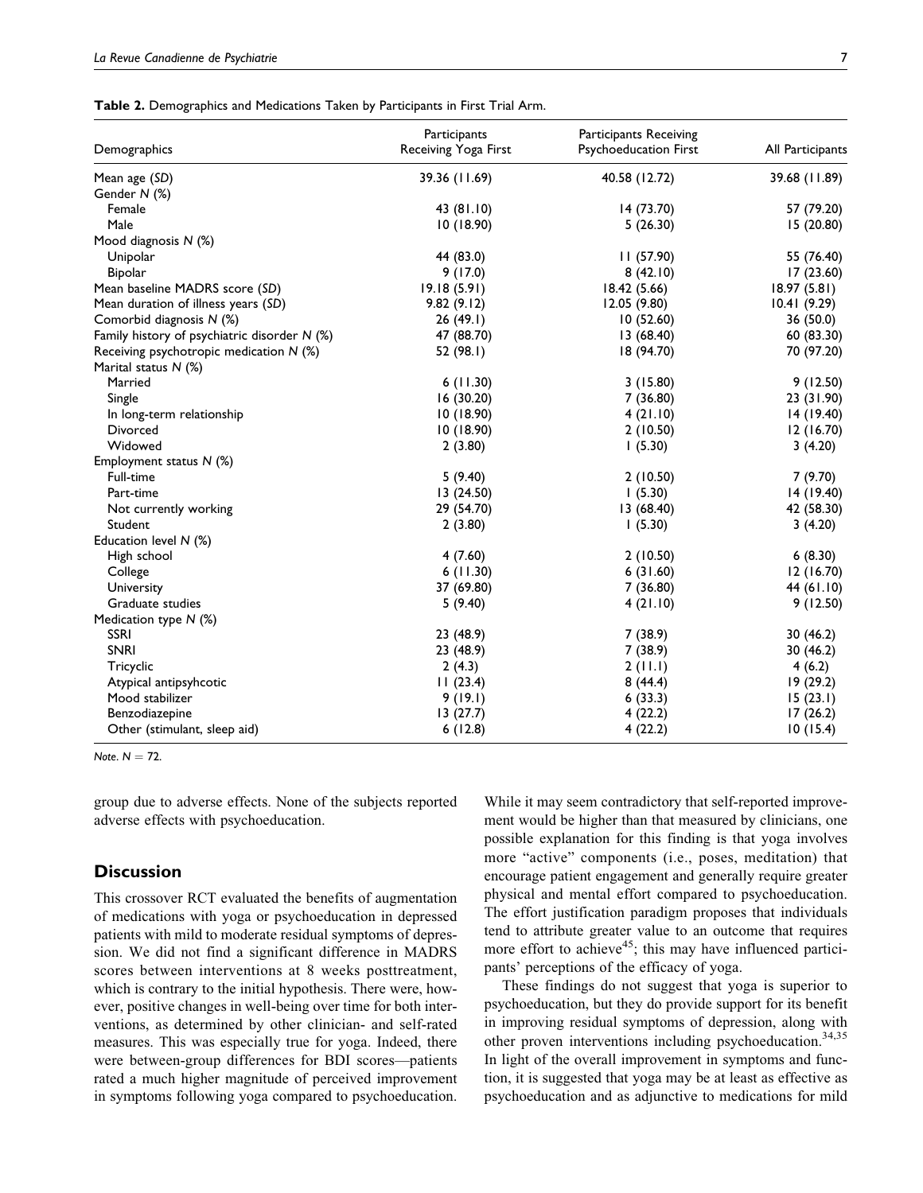**Table 2.** Demographics and Medications Taken by Participants in First Trial Arm.

| Demographics | Participants Receiving Yoga First | Participants Receiving Psychoeducation First | All Participants |
|---|---|---|---|
| Mean age (*SD*) | 39.36 (11.69) | 40.58 (12.72) | 39.68 (11.89) |
| Gender *N* (%) | | | |
| Female | 43 (81.10) | 14 (73.70) | 57 (79.20) |
| Male | 10 (18.90) | 5 (26.30) | 15 (20.80) |
| Mood diagnosis *N* (%) | | | |
| Unipolar | 44 (83.0) | 11 (57.90) | 55 (76.40) |
| Bipolar | 9 (17.0) | 8 (42.10) | 17 (23.60) |
| Mean baseline MADRS score (*SD*) | 19.18 (5.91) | 18.42 (5.66) | 18.97 (5.81) |
| Mean duration of illness years (*SD*) | 9.82 (9.12) | 12.05 (9.80) | 10.41 (9.29) |
| Comorbid diagnosis *N* (%) | 26 (49.1) | 10 (52.60) | 36 (50.0) |
| Family history of psychiatric disorder *N* (%) | 47 (88.70) | 13 (68.40) | 60 (83.30) |
| Receiving psychotropic medication *N* (%) | 52 (98.1) | 18 (94.70) | 70 (97.20) |
| Marital status *N* (%) | | | |
| Married | 6 (11.30) | 3 (15.80) | 9 (12.50) |
| Single | 16 (30.20) | 7 (36.80) | 23 (31.90) |
| In long-term relationship | 10 (18.90) | 4 (21.10) | 14 (19.40) |
| Divorced | 10 (18.90) | 2 (10.50) | 12 (16.70) |
| Widowed | 2 (3.80) | 1 (5.30) | 3 (4.20) |
| Employment status *N* (%) | | | |
| Full-time | 5 (9.40) | 2 (10.50) | 7 (9.70) |
| Part-time | 13 (24.50) | 1 (5.30) | 14 (19.40) |
| Not currently working | 29 (54.70) | 13 (68.40) | 42 (58.30) |
| Student | 2 (3.80) | 1 (5.30) | 3 (4.20) |
| Education level *N* (%) | | | |
| High school | 4 (7.60) | 2 (10.50) | 6 (8.30) |
| College | 6 (11.30) | 6 (31.60) | 12 (16.70) |
| University | 37 (69.80) | 7 (36.80) | 44 (61.10) |
| Graduate studies | 5 (9.40) | 4 (21.10) | 9 (12.50) |
| Medication type *N* (%) | | | |
| SSRI | 23 (48.9) | 7 (38.9) | 30 (46.2) |
| SNRI | 23 (48.9) | 7 (38.9) | 30 (46.2) |
| Tricyclic | 2 (4.3) | 2 (11.1) | 4 (6.2) |
| Atypical antipsyhcotic | 11 (23.4) | 8 (44.4) | 19 (29.2) |
| Mood stabilizer | 9 (19.1) | 6 (33.3) | 15 (23.1) |
| Benzodiazepine | 13 (27.7) | 4 (22.2) | 17 (26.2) |
| Other (stimulant, sleep aid) | 6 (12.8) | 4 (22.2) | 10 (15.4) |

*Note.* $N = 72$.

group due to adverse effects. None of the subjects reported adverse effects with psychoeducation.

## Discussion

This crossover RCT evaluated the benefits of augmentation of medications with yoga or psychoeducation in depressed patients with mild to moderate residual symptoms of depression. We did not find a significant difference in MADRS scores between interventions at 8 weeks posttreatment, which is contrary to the initial hypothesis. There were, however, positive changes in well-being over time for both interventions, as determined by other clinician- and self-rated measures. This was especially true for yoga. Indeed, there were between-group differences for BDI scores—patients rated a much higher magnitude of perceived improvement in symptoms following yoga compared to psychoeducation. While it may seem contradictory that self-reported improvement would be higher than that measured by clinicians, one possible explanation for this finding is that yoga involves more "active" components (i.e., poses, meditation) that encourage patient engagement and generally require greater physical and mental effort compared to psychoeducation. The effort justification paradigm proposes that individuals tend to attribute greater value to an outcome that requires more effort to achieve[45]; this may have influenced participants' perceptions of the efficacy of yoga.

These findings do not suggest that yoga is superior to psychoeducation, but they do provide support for its benefit in improving residual symptoms of depression, along with other proven interventions including psychoeducation.[34,35] In light of the overall improvement in symptoms and function, it is suggested that yoga may be at least as effective as psychoeducation and as adjunctive to medications for mild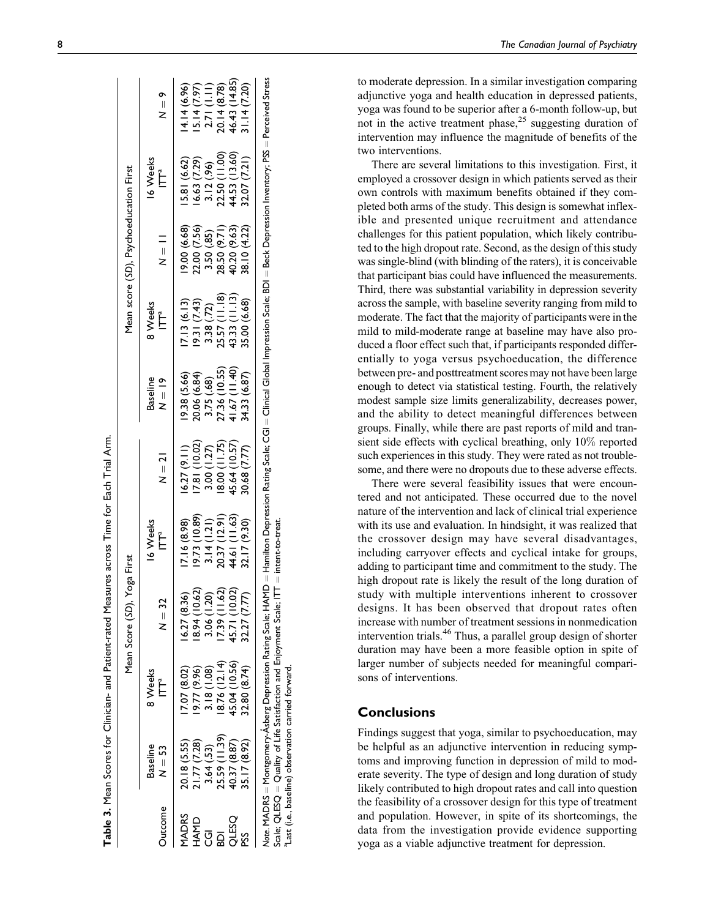**Table 3.** Mean Scores for Clinician- and Patient-rated Measures across Time for Each Trial Arm.

| | Mean Score (SD), Yoga First | | | | Mean score (SD), Psychoeducation First | | | |
|---|---|---|---|---|---|---|---|---|
| Outcome | Baseline $N = 53$ | 8 Weeks ITT[a] | $N = 32$ | 16 Weeks ITT[a] | $N = 21$ | Baseline $N = 19$ | 8 Weeks ITT[a] | $N = 11$ | 16 Weeks ITT[a] | $N = 9$ |
| MADRS | 20.18 (5.55) | 17.07 (8.02) | 16.27 (8.36) | 17.16 (8.98) | 16.27 (9.11) | 19.38 (5.66) | 17.13 (6.13) | 19.00 (6.68) | 15.81 (6.62) | 14.14 (6.96) |
| HAMD | 21.77 (7.28) | 19.77 (9.96) | 18.94 (10.62) | 19.73 (10.89) | 17.81 (10.02) | 20.06 (6.84) | 19.31 (7.43) | 22.00 (7.56) | 16.63 (7.29) | 15.14 (7.97) |
| CGI | 3.64 (.53) | 3.18 (1.08) | 3.06 (1.20) | 3.14 (1.21) | 3.00 (1.27) | 3.75 (.68) | 3.38 (.72) | 3.50 (.85) | 3.12 (.96) | 2.71 (1.11) |
| BDI | 25.59 (11.39) | 18.76 (12.14) | 17.39 (11.62) | 20.37 (12.91) | 18.00 (11.75) | 27.36 (10.55) | 25.57 (11.18) | 28.50 (9.71) | 22.50 (11.00) | 20.14 (8.78) |
| QLESQ | 40.37 (8.87) | 45.04 (10.56) | 45.71 (10.02) | 44.61 (11.63) | 45.64 (10.57) | 41.67 (11.40) | 43.33 (11.13) | 40.20 (9.63) | 44.53 (13.60) | 46.43 (14.85) |
| PSS | 35.17 (8.92) | 32.80 (8.74) | 32.27 (7.77) | 32.17 (9.30) | 30.68 (7.77) | 34.33 (6.87) | 35.00 (6.68) | 38.10 (4.22) | 32.07 (7.21) | 31.14 (7.20) |

*Note.* MADRS = Montgomery-Åsberg Depression Rating Scale; HAMD = Hamilton Depression Rating Scale; CGI = Clinical Global Impression Scale; BDI = Beck Depression Inventory; PSS = Perceived Stress Scale; QLESQ = Quality of Life Satisfaction and Enjoyment Scale; ITT = intent-to-treat.

[a]Last (i.e., baseline) observation carried forward.

to moderate depression. In a similar investigation comparing adjunctive yoga and health education in depressed patients, yoga was found to be superior after a 6-month follow-up, but not in the active treatment phase,[25] suggesting duration of intervention may influence the magnitude of benefits of the two interventions.

There are several limitations to this investigation. First, it employed a crossover design in which patients served as their own controls with maximum benefits obtained if they completed both arms of the study. This design is somewhat inflexible and presented unique recruitment and attendance challenges for this patient population, which likely contributed to the high dropout rate. Second, as the design of this study was single-blind (with blinding of the raters), it is conceivable that participant bias could have influenced the measurements. Third, there was substantial variability in depression severity across the sample, with baseline severity ranging from mild to moderate. The fact that the majority of participants were in the mild to mild-moderate range at baseline may have also produced a floor effect such that, if participants responded differentially to yoga versus psychoeducation, the difference between pre- and posttreatment scores may not have been large enough to detect via statistical testing. Fourth, the relatively modest sample size limits generalizability, decreases power, and the ability to detect meaningful differences between groups. Finally, while there are past reports of mild and transient side effects with cyclical breathing, only 10% reported such experiences in this study. They were rated as not troublesome, and there were no dropouts due to these adverse effects.

There were several feasibility issues that were encountered and not anticipated. These occurred due to the novel nature of the intervention and lack of clinical trial experience with its use and evaluation. In hindsight, it was realized that the crossover design may have several disadvantages, including carryover effects and cyclical intake for groups, adding to participant time and commitment to the study. The high dropout rate is likely the result of the long duration of study with multiple interventions inherent to crossover designs. It has been observed that dropout rates often increase with number of treatment sessions in nonmedication intervention trials.[46] Thus, a parallel group design of shorter duration may have been a more feasible option in spite of larger number of subjects needed for meaningful comparisons of interventions.

## Conclusions

Findings suggest that yoga, similar to psychoeducation, may be helpful as an adjunctive intervention in reducing symptoms and improving function in depression of mild to moderate severity. The type of design and long duration of study likely contributed to high dropout rates and call into question the feasibility of a crossover design for this type of treatment and population. However, in spite of its shortcomings, the data from the investigation provide evidence supporting yoga as a viable adjunctive treatment for depression.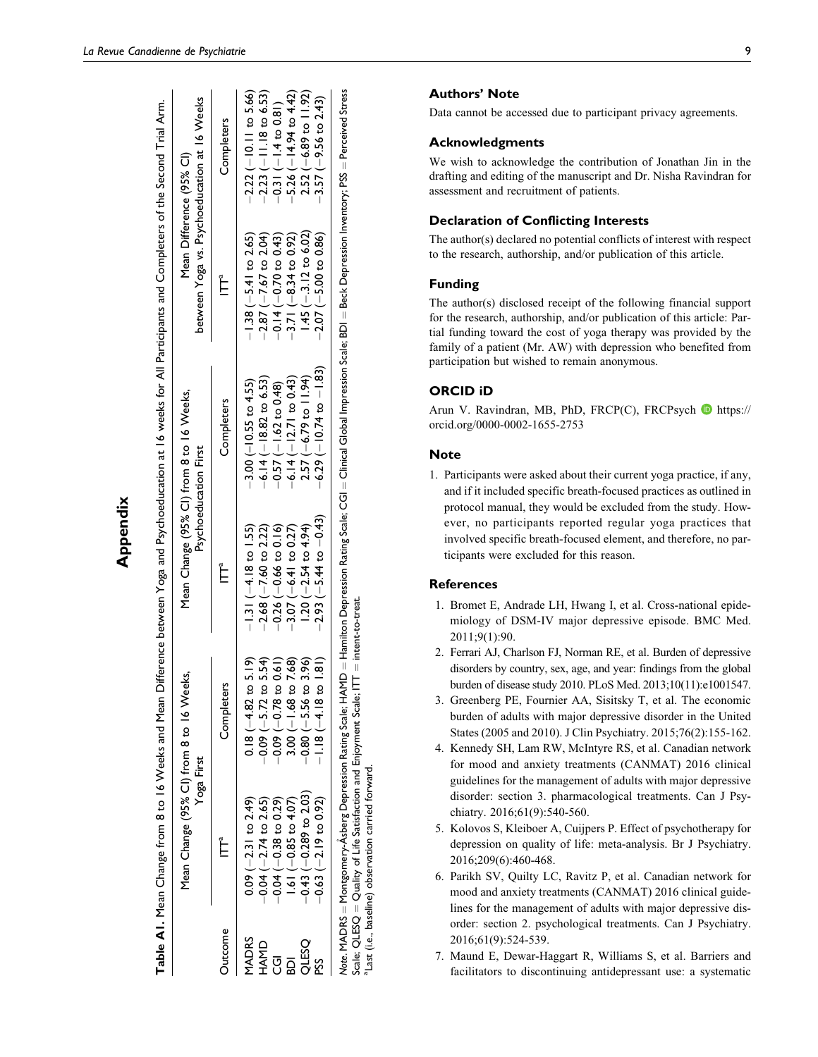# Appendix

**Table A1.** Mean Change from 8 to 16 Weeks and Mean Difference between Yoga and Psychoeducation at 16 weeks for All Participants and Completers of the Second Trial Arm.

| Outcome | Mean Change (95% CI) from 8 to 16 Weeks, Yoga First | | Mean Change (95% CI) from 8 to 16 Weeks, Psychoeducation First | | Mean Difference (95% CI) between Yoga vs. Psychoeducation at 16 Weeks | |
|---|---|---|---|---|---|---|
| | ITT[a] | Completers | ITT[a] | Completers | ITT[a] | Completers |
| MADRS | 0.09 (−2.31 to 2.49) | 0.18 (−4.82 to 5.19) | −1.31 (−4.18 to 1.55) | −3.00 (−10.55 to 4.55) | −1.38 (−5.41 to 2.65) | −2.22 (−10.11 to 5.66) |
| HAMD | −0.04 (−2.74 to 2.65) | −0.09 (−5.72 to 5.54) | −2.68 (−7.60 to 2.22) | −6.14 (−18.82 to 6.53) | −2.87 (−7.67 to 2.04) | −2.23 (−11.18 to 6.53) |
| CGI | −0.04 (−0.38 to 0.29) | −0.09 (−0.78 to 0.61) | −0.26 (−0.66 to 0.16) | −0.57 (−1.62 to 0.48) | −0.14 (−0.70 to 0.43) | −0.31 (−1.4 to 0.81) |
| BDI | 1.61 (−0.85 to 4.07) | 3.00 (−1.68 to 7.68) | −3.07 (−6.41 to 0.27) | −6.14 (−12.71 to 0.43) | −3.71 (−8.34 to 0.92) | −5.26 (−14.94 to 4.42) |
| QLESQ | −0.43 (−0.289 to 2.03) | −0.80 (−5.56 to 3.96) | 1.20 (−2.54 to 4.94) | 2.57 (−6.79 to 11.94) | 1.45 (−3.12 to 6.02) | 2.52 (−6.89 to 11.92) |
| PSS | −0.63 (−2.19 to 0.92) | −1.18 (−4.18 to 1.81) | −2.93 (−5.44 to −0.43) | −6.29 (−10.74 to −1.83) | −2.07 (−5.00 to 0.86) | −3.57 (−9.56 to 2.43) |

*Note.* MADRS = Montgomery-Åsberg Depression Rating Scale; HAMD = Hamilton Depression Rating Scale; CGI = Clinical Global Impression Scale; BDI = Beck Depression Inventory; PSS = Perceived Stress Scale; QLESQ = Quality of Life Satisfaction and Enjoyment Scale; ITT = intent-to-treat.
[a]Last (i.e., baseline) observation carried forward.

## Authors' Note

Data cannot be accessed due to participant privacy agreements.

## Acknowledgments

We wish to acknowledge the contribution of Jonathan Jin in the drafting and editing of the manuscript and Dr. Nisha Ravindran for assessment and recruitment of patients.

## Declaration of Conflicting Interests

The author(s) declared no potential conflicts of interest with respect to the research, authorship, and/or publication of this article.

## Funding

The author(s) disclosed receipt of the following financial support for the research, authorship, and/or publication of this article: Partial funding toward the cost of yoga therapy was provided by the family of a patient (Mr. AW) with depression who benefited from participation but wished to remain anonymous.

## ORCID iD

Arun V. Ravindran, MB, PhD, FRCP(C), FRCPsych https://orcid.org/0000-0002-1655-2753

## Note

1. Participants were asked about their current yoga practice, if any, and if it included specific breath-focused practices as outlined in protocol manual, they would be excluded from the study. However, no participants reported regular yoga practices that involved specific breath-focused element, and therefore, no participants were excluded for this reason.

## References

1. Bromet E, Andrade LH, Hwang I, et al. Cross-national epidemiology of DSM-IV major depressive episode. BMC Med. 2011;9(1):90.
2. Ferrari AJ, Charlson FJ, Norman RE, et al. Burden of depressive disorders by country, sex, age, and year: findings from the global burden of disease study 2010. PLoS Med. 2013;10(11):e1001547.
3. Greenberg PE, Fournier AA, Sisitsky T, et al. The economic burden of adults with major depressive disorder in the United States (2005 and 2010). J Clin Psychiatry. 2015;76(2):155-162.
4. Kennedy SH, Lam RW, McIntyre RS, et al. Canadian network for mood and anxiety treatments (CANMAT) 2016 clinical guidelines for the management of adults with major depressive disorder: section 3. pharmacological treatments. Can J Psychiatry. 2016;61(9):540-560.
5. Kolovos S, Kleiboer A, Cuijpers P. Effect of psychotherapy for depression on quality of life: meta-analysis. Br J Psychiatry. 2016;209(6):460-468.
6. Parikh SV, Quilty LC, Ravitz P, et al. Canadian network for mood and anxiety treatments (CANMAT) 2016 clinical guidelines for the management of adults with major depressive disorder: section 2. psychological treatments. Can J Psychiatry. 2016;61(9):524-539.
7. Maund E, Dewar-Haggart R, Williams S, et al. Barriers and facilitators to discontinuing antidepressant use: a systematic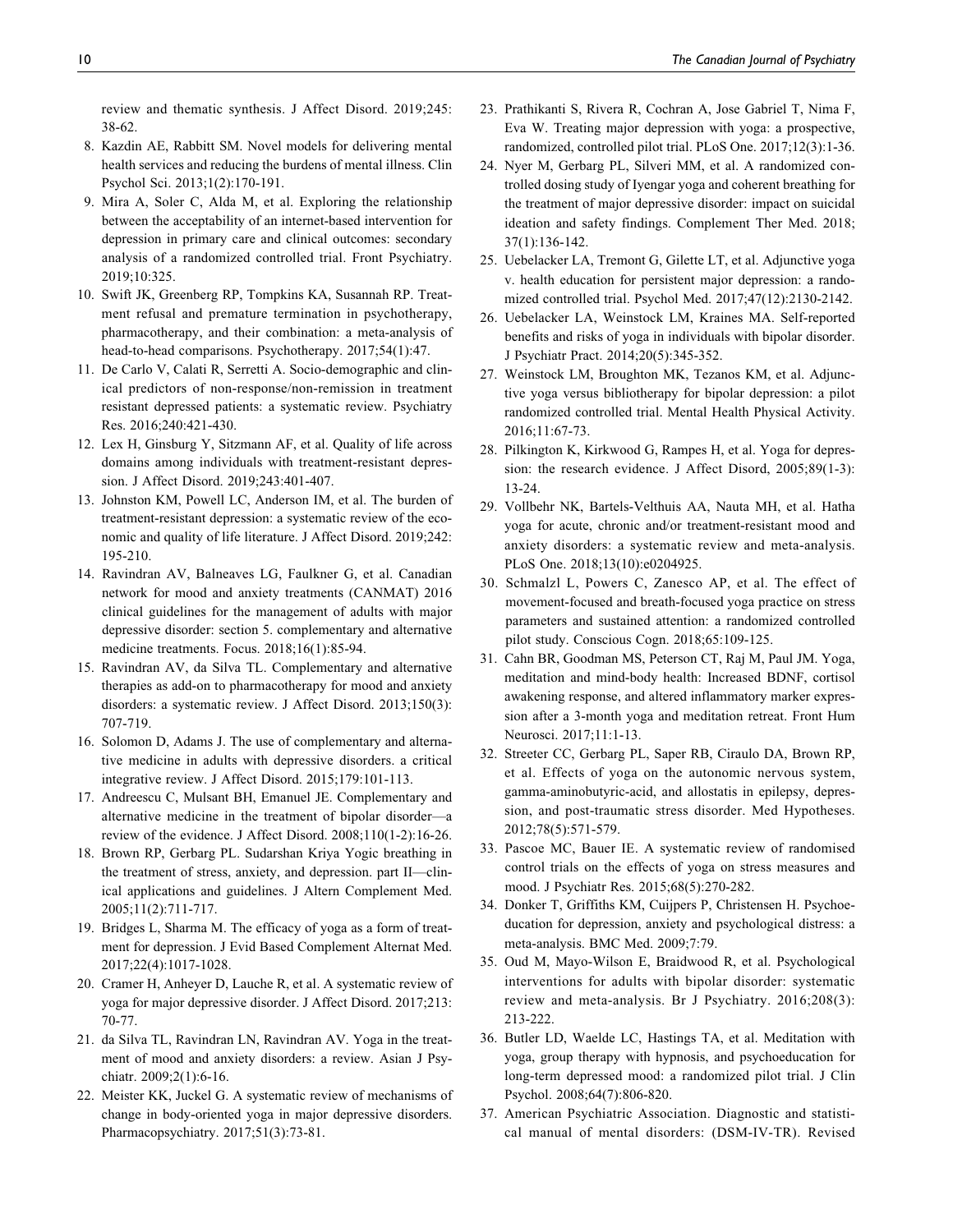review and thematic synthesis. J Affect Disord. 2019;245: 38-62.

8. Kazdin AE, Rabbitt SM. Novel models for delivering mental health services and reducing the burdens of mental illness. Clin Psychol Sci. 2013;1(2):170-191.
9. Mira A, Soler C, Alda M, et al. Exploring the relationship between the acceptability of an internet-based intervention for depression in primary care and clinical outcomes: secondary analysis of a randomized controlled trial. Front Psychiatry. 2019;10:325.
10. Swift JK, Greenberg RP, Tompkins KA, Susannah RP. Treatment refusal and premature termination in psychotherapy, pharmacotherapy, and their combination: a meta-analysis of head-to-head comparisons. Psychotherapy. 2017;54(1):47.
11. De Carlo V, Calati R, Serretti A. Socio-demographic and clinical predictors of non-response/non-remission in treatment resistant depressed patients: a systematic review. Psychiatry Res. 2016;240:421-430.
12. Lex H, Ginsburg Y, Sitzmann AF, et al. Quality of life across domains among individuals with treatment-resistant depression. J Affect Disord. 2019;243:401-407.
13. Johnston KM, Powell LC, Anderson IM, et al. The burden of treatment-resistant depression: a systematic review of the economic and quality of life literature. J Affect Disord. 2019;242: 195-210.
14. Ravindran AV, Balneaves LG, Faulkner G, et al. Canadian network for mood and anxiety treatments (CANMAT) 2016 clinical guidelines for the management of adults with major depressive disorder: section 5. complementary and alternative medicine treatments. Focus. 2018;16(1):85-94.
15. Ravindran AV, da Silva TL. Complementary and alternative therapies as add-on to pharmacotherapy for mood and anxiety disorders: a systematic review. J Affect Disord. 2013;150(3): 707-719.
16. Solomon D, Adams J. The use of complementary and alternative medicine in adults with depressive disorders. a critical integrative review. J Affect Disord. 2015;179:101-113.
17. Andreescu C, Mulsant BH, Emanuel JE. Complementary and alternative medicine in the treatment of bipolar disorder—a review of the evidence. J Affect Disord. 2008;110(1-2):16-26.
18. Brown RP, Gerbarg PL. Sudarshan Kriya Yogic breathing in the treatment of stress, anxiety, and depression. part II—clinical applications and guidelines. J Altern Complement Med. 2005;11(2):711-717.
19. Bridges L, Sharma M. The efficacy of yoga as a form of treatment for depression. J Evid Based Complement Alternat Med. 2017;22(4):1017-1028.
20. Cramer H, Anheyer D, Lauche R, et al. A systematic review of yoga for major depressive disorder. J Affect Disord. 2017;213: 70-77.
21. da Silva TL, Ravindran LN, Ravindran AV. Yoga in the treatment of mood and anxiety disorders: a review. Asian J Psychiatr. 2009;2(1):6-16.
22. Meister KK, Juckel G. A systematic review of mechanisms of change in body-oriented yoga in major depressive disorders. Pharmacopsychiatry. 2017;51(3):73-81.
23. Prathikanti S, Rivera R, Cochran A, Jose Gabriel T, Nima F, Eva W. Treating major depression with yoga: a prospective, randomized, controlled pilot trial. PLoS One. 2017;12(3):1-36.
24. Nyer M, Gerbarg PL, Silveri MM, et al. A randomized controlled dosing study of Iyengar yoga and coherent breathing for the treatment of major depressive disorder: impact on suicidal ideation and safety findings. Complement Ther Med. 2018; 37(1):136-142.
25. Uebelacker LA, Tremont G, Gilette LT, et al. Adjunctive yoga v. health education for persistent major depression: a randomized controlled trial. Psychol Med. 2017;47(12):2130-2142.
26. Uebelacker LA, Weinstock LM, Kraines MA. Self-reported benefits and risks of yoga in individuals with bipolar disorder. J Psychiatr Pract. 2014;20(5):345-352.
27. Weinstock LM, Broughton MK, Tezanos KM, et al. Adjunctive yoga versus bibliotherapy for bipolar depression: a pilot randomized controlled trial. Mental Health Physical Activity. 2016;11:67-73.
28. Pilkington K, Kirkwood G, Rampes H, et al. Yoga for depression: the research evidence. J Affect Disord, 2005;89(1-3): 13-24.
29. Vollbehr NK, Bartels-Velthuis AA, Nauta MH, et al. Hatha yoga for acute, chronic and/or treatment-resistant mood and anxiety disorders: a systematic review and meta-analysis. PLoS One. 2018;13(10):e0204925.
30. Schmalzl L, Powers C, Zanesco AP, et al. The effect of movement-focused and breath-focused yoga practice on stress parameters and sustained attention: a randomized controlled pilot study. Conscious Cogn. 2018;65:109-125.
31. Cahn BR, Goodman MS, Peterson CT, Raj M, Paul JM. Yoga, meditation and mind-body health: Increased BDNF, cortisol awakening response, and altered inflammatory marker expression after a 3-month yoga and meditation retreat. Front Hum Neurosci. 2017;11:1-13.
32. Streeter CC, Gerbarg PL, Saper RB, Ciraulo DA, Brown RP, et al. Effects of yoga on the autonomic nervous system, gamma-aminobutyric-acid, and allostatis in epilepsy, depression, and post-traumatic stress disorder. Med Hypotheses. 2012;78(5):571-579.
33. Pascoe MC, Bauer IE. A systematic review of randomised control trials on the effects of yoga on stress measures and mood. J Psychiatr Res. 2015;68(5):270-282.
34. Donker T, Griffiths KM, Cuijpers P, Christensen H. Psychoeducation for depression, anxiety and psychological distress: a meta-analysis. BMC Med. 2009;7:79.
35. Oud M, Mayo-Wilson E, Braidwood R, et al. Psychological interventions for adults with bipolar disorder: systematic review and meta-analysis. Br J Psychiatry. 2016;208(3): 213-222.
36. Butler LD, Waelde LC, Hastings TA, et al. Meditation with yoga, group therapy with hypnosis, and psychoeducation for long-term depressed mood: a randomized pilot trial. J Clin Psychol. 2008;64(7):806-820.
37. American Psychiatric Association. Diagnostic and statistical manual of mental disorders: (DSM-IV-TR). Revised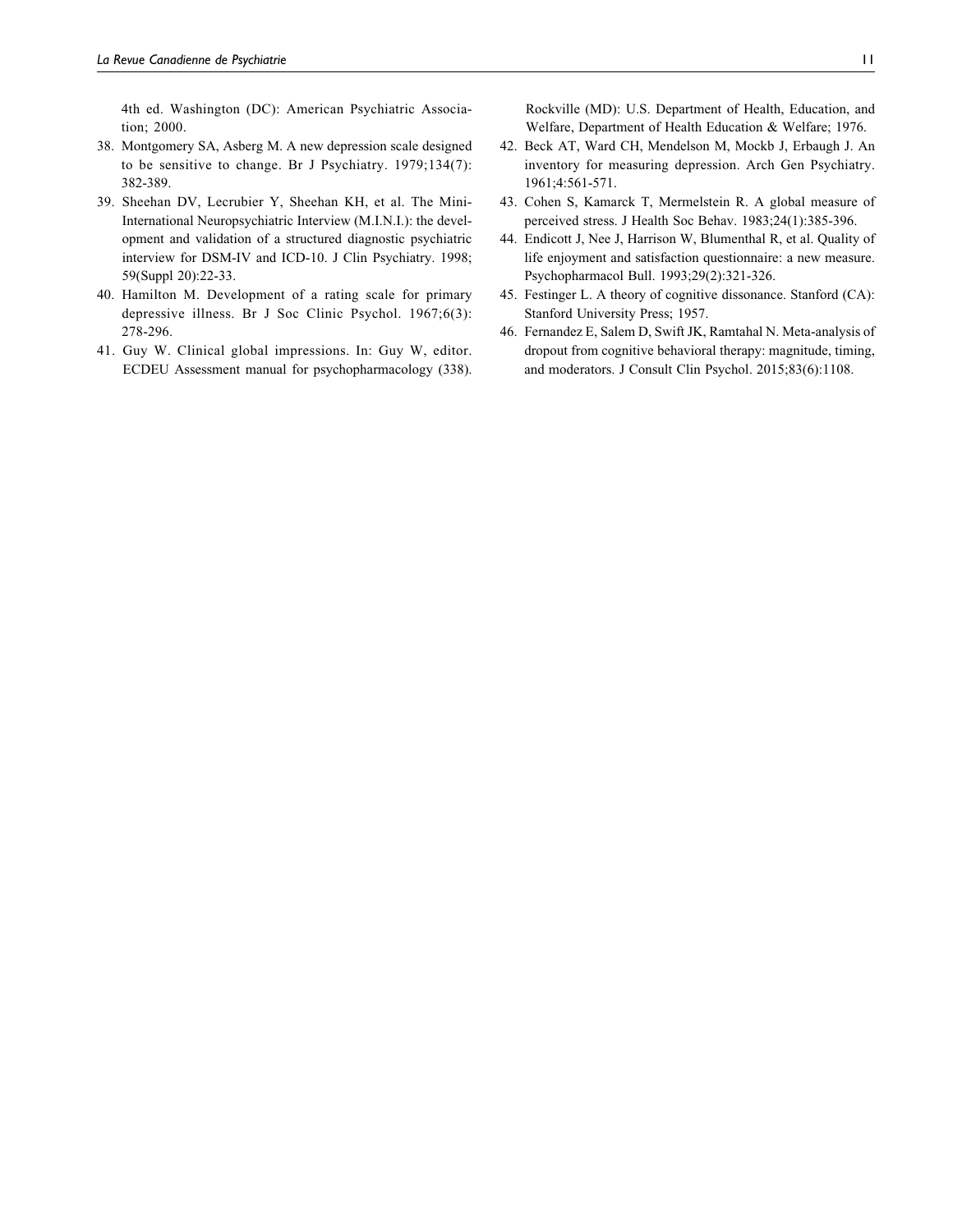4th ed. Washington (DC): American Psychiatric Association; 2000.

38. Montgomery SA, Asberg M. A new depression scale designed to be sensitive to change. Br J Psychiatry. 1979;134(7): 382-389.
39. Sheehan DV, Lecrubier Y, Sheehan KH, et al. The Mini-International Neuropsychiatric Interview (M.I.N.I.): the development and validation of a structured diagnostic psychiatric interview for DSM-IV and ICD-10. J Clin Psychiatry. 1998; 59(Suppl 20):22-33.
40. Hamilton M. Development of a rating scale for primary depressive illness. Br J Soc Clinic Psychol. 1967;6(3): 278-296.
41. Guy W. Clinical global impressions. In: Guy W, editor. ECDEU Assessment manual for psychopharmacology (338). Rockville (MD): U.S. Department of Health, Education, and Welfare, Department of Health Education & Welfare; 1976.
42. Beck AT, Ward CH, Mendelson M, Mockb J, Erbaugh J. An inventory for measuring depression. Arch Gen Psychiatry. 1961;4:561-571.
43. Cohen S, Kamarck T, Mermelstein R. A global measure of perceived stress. J Health Soc Behav. 1983;24(1):385-396.
44. Endicott J, Nee J, Harrison W, Blumenthal R, et al. Quality of life enjoyment and satisfaction questionnaire: a new measure. Psychopharmacol Bull. 1993;29(2):321-326.
45. Festinger L. A theory of cognitive dissonance. Stanford (CA): Stanford University Press; 1957.
46. Fernandez E, Salem D, Swift JK, Ramtahal N. Meta-analysis of dropout from cognitive behavioral therapy: magnitude, timing, and moderators. J Consult Clin Psychol. 2015;83(6):1108.